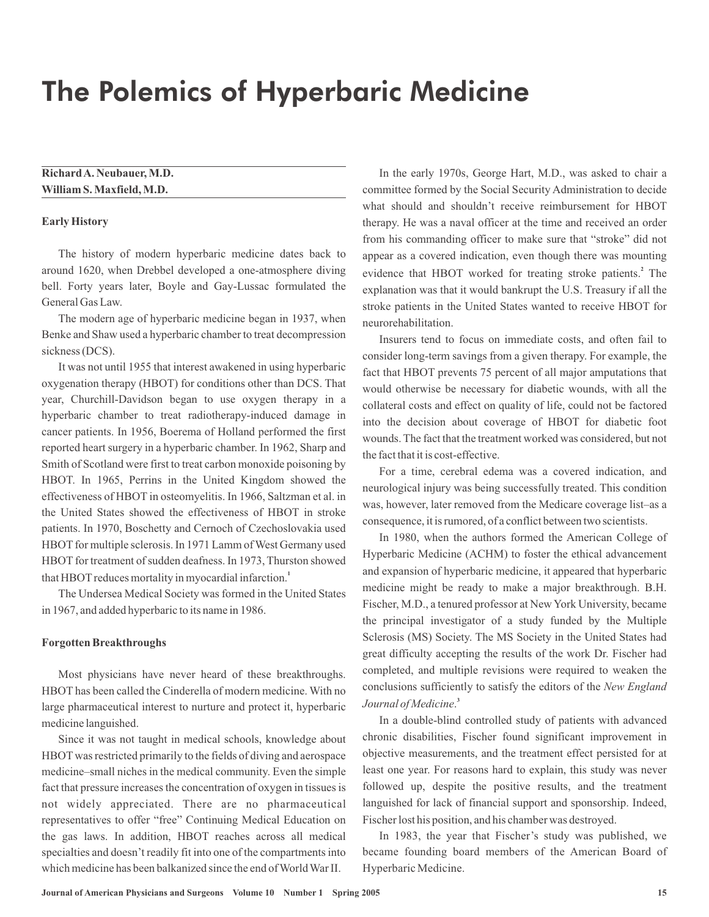# The Polemics of Hyperbaric Medicine

**Richard A. Neubauer, M.D.**
**William S. Maxfield, M.D.**

### Early History

The history of modern hyperbaric medicine dates back to around 1620, when Drebbel developed a one-atmosphere diving bell. Forty years later, Boyle and Gay-Lussac formulated the General Gas Law.

The modern age of hyperbaric medicine began in 1937, when Benke and Shaw used a hyperbaric chamber to treat decompression sickness (DCS).

It was not until 1955 that interest awakened in using hyperbaric oxygenation therapy (HBOT) for conditions other than DCS. That year, Churchill-Davidson began to use oxygen therapy in a hyperbaric chamber to treat radiotherapy-induced damage in cancer patients. In 1956, Boerema of Holland performed the first reported heart surgery in a hyperbaric chamber. In 1962, Sharp and Smith of Scotland were first to treat carbon monoxide poisoning by HBOT. In 1965, Perrins in the United Kingdom showed the effectiveness of HBOT in osteomyelitis. In 1966, Saltzman et al. in the United States showed the effectiveness of HBOT in stroke patients. In 1970, Boschetty and Cernoch of Czechoslovakia used HBOT for multiple sclerosis. In 1971 Lamm of West Germany used HBOT for treatment of sudden deafness. In 1973, Thurston showed that HBOT reduces mortality in myocardial infarction.[1]

The Undersea Medical Society was formed in the United States in 1967, and added hyperbaric to its name in 1986.

### Forgotten Breakthroughs

Most physicians have never heard of these breakthroughs. HBOT has been called the Cinderella of modern medicine. With no large pharmaceutical interest to nurture and protect it, hyperbaric medicine languished.

Since it was not taught in medical schools, knowledge about HBOT was restricted primarily to the fields of diving and aerospace medicine–small niches in the medical community. Even the simple fact that pressure increases the concentration of oxygen in tissues is not widely appreciated. There are no pharmaceutical representatives to offer "free" Continuing Medical Education on the gas laws. In addition, HBOT reaches across all medical specialties and doesn't readily fit into one of the compartments into which medicine has been balkanized since the end of World War II.

In the early 1970s, George Hart, M.D., was asked to chair a committee formed by the Social Security Administration to decide what should and shouldn't receive reimbursement for HBOT therapy. He was a naval officer at the time and received an order from his commanding officer to make sure that "stroke" did not appear as a covered indication, even though there was mounting evidence that HBOT worked for treating stroke patients.[2] The explanation was that it would bankrupt the U.S. Treasury if all the stroke patients in the United States wanted to receive HBOT for neurorehabilitation.

Insurers tend to focus on immediate costs, and often fail to consider long-term savings from a given therapy. For example, the fact that HBOT prevents 75 percent of all major amputations that would otherwise be necessary for diabetic wounds, with all the collateral costs and effect on quality of life, could not be factored into the decision about coverage of HBOT for diabetic foot wounds. The fact that the treatment worked was considered, but not the fact that it is cost-effective.

For a time, cerebral edema was a covered indication, and neurological injury was being successfully treated. This condition was, however, later removed from the Medicare coverage list–as a consequence, it is rumored, of a conflict between two scientists.

In 1980, when the authors formed the American College of Hyperbaric Medicine (ACHM) to foster the ethical advancement and expansion of hyperbaric medicine, it appeared that hyperbaric medicine might be ready to make a major breakthrough. B.H. Fischer, M.D., a tenured professor at New York University, became the principal investigator of a study funded by the Multiple Sclerosis (MS) Society. The MS Society in the United States had great difficulty accepting the results of the work Dr. Fischer had completed, and multiple revisions were required to weaken the conclusions sufficiently to satisfy the editors of the *New England Journal of Medicine*.[3]

In a double-blind controlled study of patients with advanced chronic disabilities, Fischer found significant improvement in objective measurements, and the treatment effect persisted for at least one year. For reasons hard to explain, this study was never followed up, despite the positive results, and the treatment languished for lack of financial support and sponsorship. Indeed, Fischer lost his position, and his chamber was destroyed.

In 1983, the year that Fischer's study was published, we became founding board members of the American Board of Hyperbaric Medicine.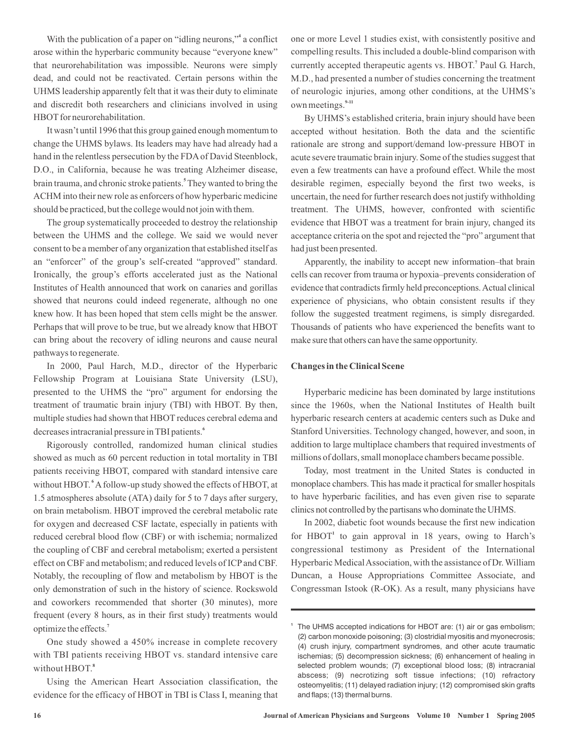With the publication of a paper on "idling neurons,"[4] a conflict arose within the hyperbaric community because "everyone knew" that neurorehabilitation was impossible. Neurons were simply dead, and could not be reactivated. Certain persons within the UHMS leadership apparently felt that it was their duty to eliminate and discredit both researchers and clinicians involved in using HBOT for neurorehabilitation.

It wasn't until 1996 that this group gained enough momentum to change the UHMS bylaws. Its leaders may have had already had a hand in the relentless persecution by the FDA of David Steenblock, D.O., in California, because he was treating Alzheimer disease, brain trauma, and chronic stroke patients.[5] They wanted to bring the ACHM into their new role as enforcers of how hyperbaric medicine should be practiced, but the college would not join with them.

The group systematically proceeded to destroy the relationship between the UHMS and the college. We said we would never consent to be a member of any organization that established itself as an "enforcer" of the group's self-created "approved" standard. Ironically, the group's efforts accelerated just as the National Institutes of Health announced that work on canaries and gorillas showed that neurons could indeed regenerate, although no one knew how. It has been hoped that stem cells might be the answer. Perhaps that will prove to be true, but we already know that HBOT can bring about the recovery of idling neurons and cause neural pathways to regenerate.

In 2000, Paul Harch, M.D., director of the Hyperbaric Fellowship Program at Louisiana State University (LSU), presented to the UHMS the "pro" argument for endorsing the treatment of traumatic brain injury (TBI) with HBOT. By then, multiple studies had shown that HBOT reduces cerebral edema and decreases intracranial pressure in TBI patients.[6]

Rigorously controlled, randomized human clinical studies showed as much as 60 percent reduction in total mortality in TBI patients receiving HBOT, compared with standard intensive care without HBOT.[6] A follow-up study showed the effects of HBOT, at 1.5 atmospheres absolute (ATA) daily for 5 to 7 days after surgery, on brain metabolism. HBOT improved the cerebral metabolic rate for oxygen and decreased CSF lactate, especially in patients with reduced cerebral blood flow (CBF) or with ischemia; normalized the coupling of CBF and cerebral metabolism; exerted a persistent effect on CBF and metabolism; and reduced levels of ICP and CBF. Notably, the recoupling of flow and metabolism by HBOT is the only demonstration of such in the history of science. Rockswold and coworkers recommended that shorter (30 minutes), more frequent (every 8 hours, as in their first study) treatments would optimize the effects.[7]

One study showed a 450% increase in complete recovery with TBI patients receiving HBOT vs. standard intensive care without HBOT.[8]

Using the American Heart Association classification, the evidence for the efficacy of HBOT in TBI is Class I, meaning that one or more Level 1 studies exist, with consistently positive and compelling results. This included a double-blind comparison with currently accepted therapeutic agents vs. HBOT.[7] Paul G. Harch, M.D., had presented a number of studies concerning the treatment of neurologic injuries, among other conditions, at the UHMS's own meetings.[9-11]

By UHMS's established criteria, brain injury should have been accepted without hesitation. Both the data and the scientific rationale are strong and support/demand low-pressure HBOT in acute severe traumatic brain injury. Some of the studies suggest that even a few treatments can have a profound effect. While the most desirable regimen, especially beyond the first two weeks, is uncertain, the need for further research does not justify withholding treatment. The UHMS, however, confronted with scientific evidence that HBOT was a treatment for brain injury, changed its acceptance criteria on the spot and rejected the "pro" argument that had just been presented.

Apparently, the inability to accept new information–that brain cells can recover from trauma or hypoxia–prevents consideration of evidence that contradicts firmly held preconceptions. Actual clinical experience of physicians, who obtain consistent results if they follow the suggested treatment regimens, is simply disregarded. Thousands of patients who have experienced the benefits want to make sure that others can have the same opportunity.

**Changes in the Clinical Scene**

Hyperbaric medicine has been dominated by large institutions since the 1960s, when the National Institutes of Health built hyperbaric research centers at academic centers such as Duke and Stanford Universities. Technology changed, however, and soon, in addition to large multiplace chambers that required investments of millions of dollars, small monoplace chambers became possible.

Today, most treatment in the United States is conducted in monoplace chambers. This has made it practical for smaller hospitals to have hyperbaric facilities, and has even given rise to separate clinics not controlled by the partisans who dominate the UHMS.

In 2002, diabetic foot wounds because the first new indication for HBOT[1] to gain approval in 18 years, owing to Harch's congressional testimony as President of the International Hyperbaric Medical Association, with the assistance of Dr. William Duncan, a House Appropriations Committee Associate, and Congressman Istook (R-OK). As a result, many physicians have

---

[1] The UHMS accepted indications for HBOT are: (1) air or gas embolism; (2) carbon monoxide poisoning; (3) clostridial myositis and myonecrosis; (4) crush injury, compartment syndromes, and other acute traumatic ischemias; (5) decompression sickness; (6) enhancement of healing in selected problem wounds; (7) exceptional blood loss; (8) intracranial abscess; (9) necrotizing soft tissue infections; (10) refractory osteomyelitis; (11) delayed radiation injury; (12) compromised skin grafts and flaps; (13) thermal burns.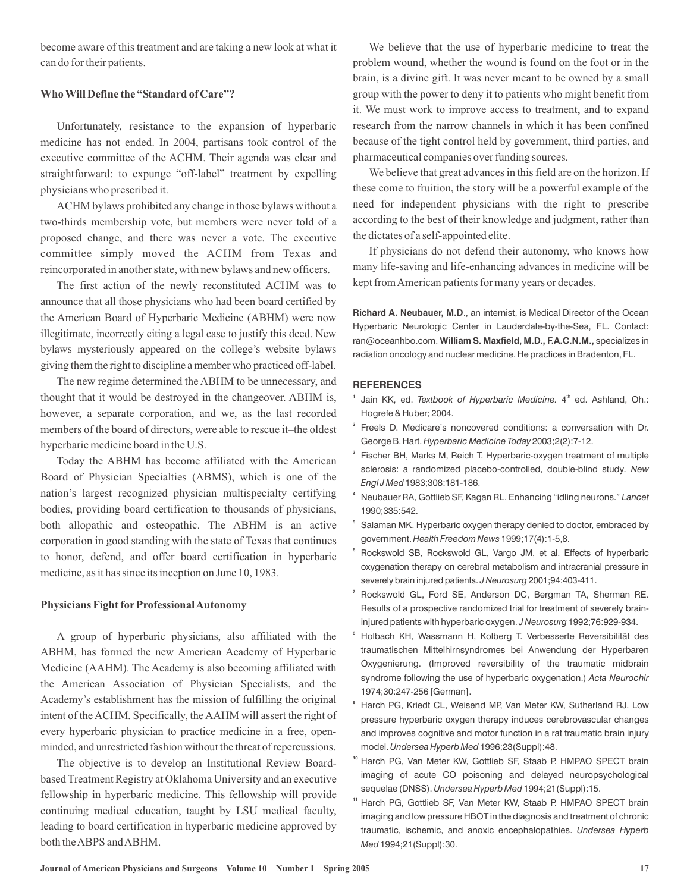become aware of this treatment and are taking a new look at what it can do for their patients.

### Who Will Define the "Standard of Care"?

Unfortunately, resistance to the expansion of hyperbaric medicine has not ended. In 2004, partisans took control of the executive committee of the ACHM. Their agenda was clear and straightforward: to expunge "off-label" treatment by expelling physicians who prescribed it.

ACHM bylaws prohibited any change in those bylaws without a two-thirds membership vote, but members were never told of a proposed change, and there was never a vote. The executive committee simply moved the ACHM from Texas and reincorporated in another state, with new bylaws and new officers.

The first action of the newly reconstituted ACHM was to announce that all those physicians who had been board certified by the American Board of Hyperbaric Medicine (ABHM) were now illegitimate, incorrectly citing a legal case to justify this deed. New bylaws mysteriously appeared on the college's website–bylaws giving them the right to discipline a member who practiced off-label.

The new regime determined the ABHM to be unnecessary, and thought that it would be destroyed in the changeover. ABHM is, however, a separate corporation, and we, as the last recorded members of the board of directors, were able to rescue it–the oldest hyperbaric medicine board in the U.S.

Today the ABHM has become affiliated with the American Board of Physician Specialties (ABMS), which is one of the nation's largest recognized physician multispecialty certifying bodies, providing board certification to thousands of physicians, both allopathic and osteopathic. The ABHM is an active corporation in good standing with the state of Texas that continues to honor, defend, and offer board certification in hyperbaric medicine, as it has since its inception on June 10, 1983.

### Physicians Fight for Professional Autonomy

A group of hyperbaric physicians, also affiliated with the ABHM, has formed the new American Academy of Hyperbaric Medicine (AAHM). The Academy is also becoming affiliated with the American Association of Physician Specialists, and the Academy's establishment has the mission of fulfilling the original intent of the ACHM. Specifically, the AAHM will assert the right of every hyperbaric physician to practice medicine in a free, open-minded, and unrestricted fashion without the threat of repercussions.

The objective is to develop an Institutional Review Board-based Treatment Registry at Oklahoma University and an executive fellowship in hyperbaric medicine. This fellowship will provide continuing medical education, taught by LSU medical faculty, leading to board certification in hyperbaric medicine approved by both the ABPS and ABHM.

We believe that the use of hyperbaric medicine to treat the problem wound, whether the wound is found on the foot or in the brain, is a divine gift. It was never meant to be owned by a small group with the power to deny it to patients who might benefit from it. We must work to improve access to treatment, and to expand research from the narrow channels in which it has been confined because of the tight control held by government, third parties, and pharmaceutical companies over funding sources.

We believe that great advances in this field are on the horizon. If these come to fruition, the story will be a powerful example of the need for independent physicians with the right to prescribe according to the best of their knowledge and judgment, rather than the dictates of a self-appointed elite.

If physicians do not defend their autonomy, who knows how many life-saving and life-enhancing advances in medicine will be kept from American patients for many years or decades.

**Richard A. Neubauer, M.D**., an internist, is Medical Director of the Ocean Hyperbaric Neurologic Center in Lauderdale-by-the-Sea, FL. Contact: ran@oceanhbo.com. **William S. Maxfield, M.D., F.A.C.N.M.,** specializes in radiation oncology and nuclear medicine. He practices in Bradenton, FL.

### REFERENCES

1. Jain KK, ed. *Textbook of Hyperbaric Medicine.* 4th ed. Ashland, Oh.: Hogrefe & Huber; 2004.
2. Freels D. Medicare's noncovered conditions: a conversation with Dr. George B. Hart. *Hyperbaric Medicine Today* 2003;2(2):7-12.
3. Fischer BH, Marks M, Reich T. Hyperbaric-oxygen treatment of multiple sclerosis: a randomized placebo-controlled, double-blind study. *New Engl J Med* 1983;308:181-186.
4. Neubauer RA, Gottlieb SF, Kagan RL. Enhancing "idling neurons." *Lancet* 1990;335:542.
5. Salaman MK. Hyperbaric oxygen therapy denied to doctor, embraced by government. *Health Freedom News* 1999;17(4):1-5,8.
6. Rockswold SB, Rockswold GL, Vargo JM, et al. Effects of hyperbaric oxygenation therapy on cerebral metabolism and intracranial pressure in severely brain injured patients. *J Neurosurg* 2001;94:403-411.
7. Rockswold GL, Ford SE, Anderson DC, Bergman TA, Sherman RE. Results of a prospective randomized trial for treatment of severely brain-injured patients with hyperbaric oxygen. *J Neurosurg* 1992;76:929-934.
8. Holbach KH, Wassmann H, Kolberg T. Verbesserte Reversibilität des traumatischen Mittelhirnsyndromes bei Anwendung der Hyperbaren Oxygenierung. (Improved reversibility of the traumatic midbrain syndrome following the use of hyperbaric oxygenation.) *Acta Neurochir* 1974;30:247-256 [German].
9. Harch PG, Kriedt CL, Weisend MP, Van Meter KW, Sutherland RJ. Low pressure hyperbaric oxygen therapy induces cerebrovascular changes and improves cognitive and motor function in a rat traumatic brain injury model. *Undersea Hyperb Med* 1996;23(Suppl):48.
10. Harch PG, Van Meter KW, Gottlieb SF, Staab P. HMPAO SPECT brain imaging of acute CO poisoning and delayed neuropsychological sequelae (DNSS). *Undersea Hyperb Med* 1994;21(Suppl):15.
11. Harch PG, Gottlieb SF, Van Meter KW, Staab P. HMPAO SPECT brain imaging and low pressure HBOT in the diagnosis and treatment of chronic traumatic, ischemic, and anoxic encephalopathies. *Undersea Hyperb Med* 1994;21(Suppl):30.